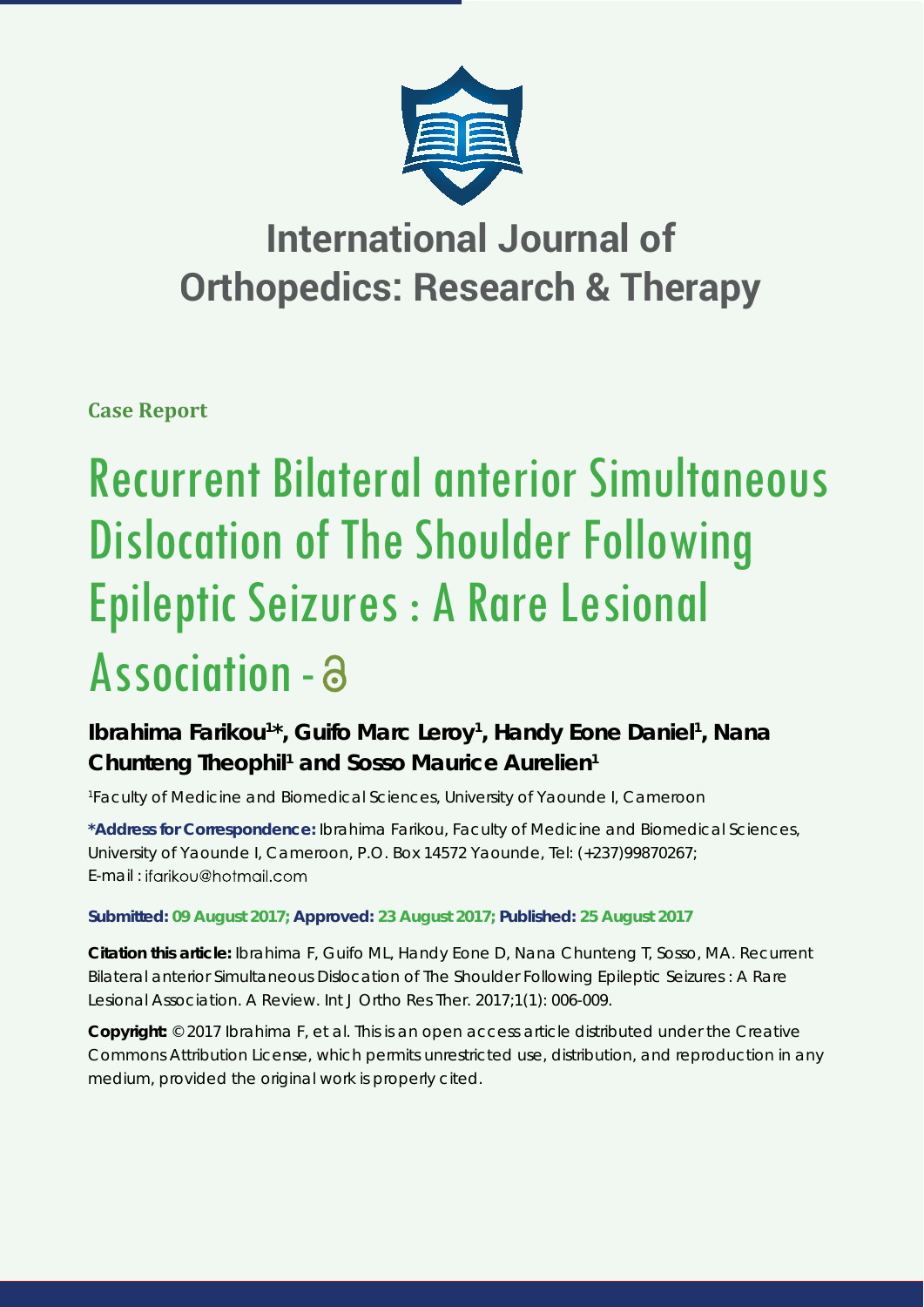# International Journal of Orthopedics: Research & Therapy

**Case Report**

# Recurrent Bilateral anterior Simultaneous Dislocation of The Shoulder Following Epileptic Seizures : A Rare Lesional Association -

**Ibrahima Farikou[1]*, Guifo Marc Leroy[1], Handy Eone Daniel[1], Nana Chunteng Theophil[1] and Sosso Maurice Aurelien[1]**

[1]Faculty of Medicine and Biomedical Sciences, University of Yaounde I, Cameroon

**\*Address for Correspondence:** Ibrahima Farikou, Faculty of Medicine and Biomedical Sciences, University of Yaounde I, Cameroon, P.O. Box 14572 Yaounde, Tel: (+237)99870267; E-mail : ifarikou@hotmail.com

**Submitted: 09 August 2017; Approved: 23 August 2017; Published: 25 August 2017**

**Citation this article:** Ibrahima F, Guifo ML, Handy Eone D, Nana Chunteng T, Sosso, MA. Recurrent Bilateral anterior Simultaneous Dislocation of The Shoulder Following Epileptic Seizures : A Rare Lesional Association. A Review. Int J Ortho Res Ther. 2017;1(1): 006-009.

**Copyright:** © 2017 Ibrahima F, et al. This is an open access article distributed under the Creative Commons Attribution License, which permits unrestricted use, distribution, and reproduction in any medium, provided the original work is properly cited.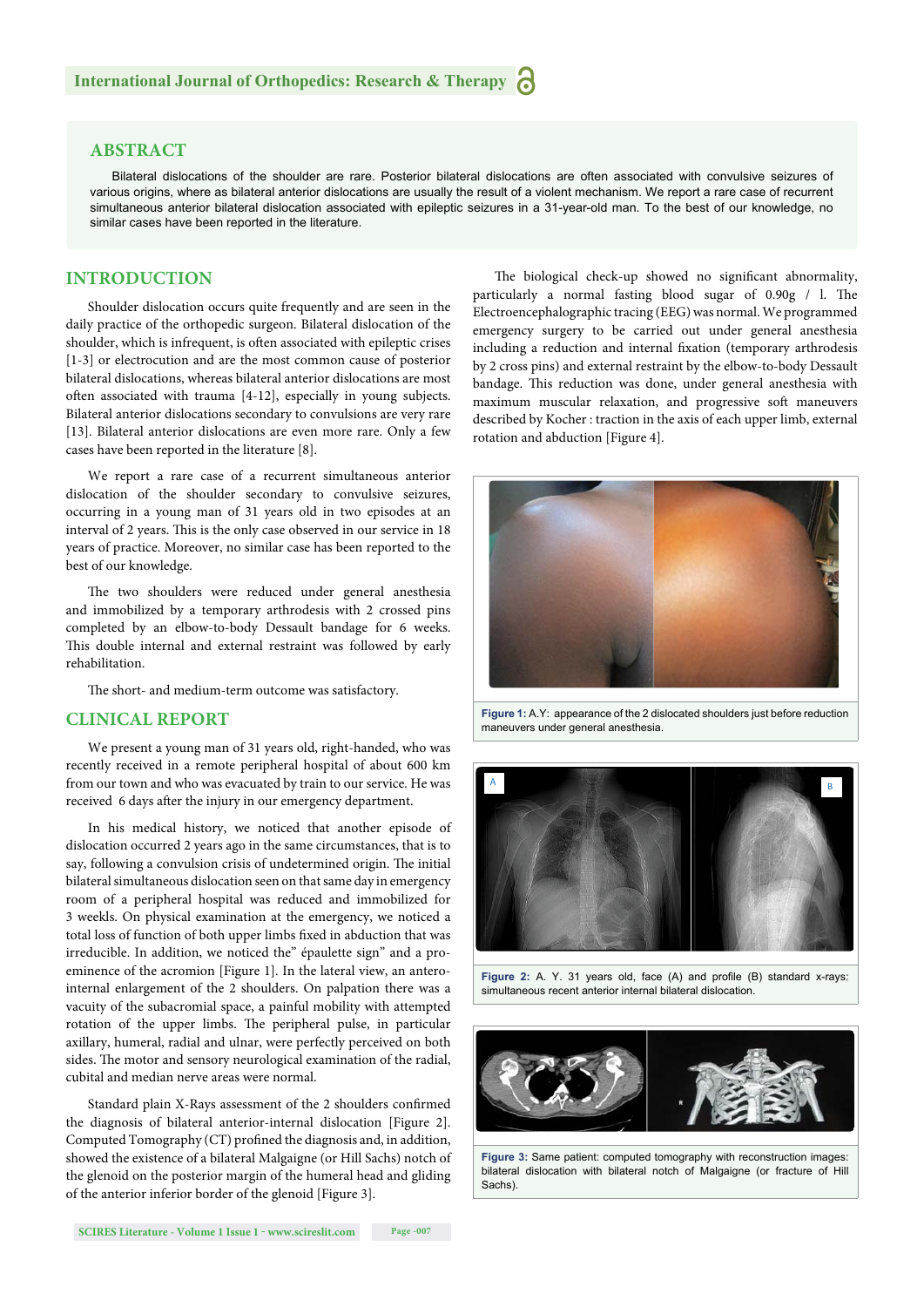## ABSTRACT

Bilateral dislocations of the shoulder are rare. Posterior bilateral dislocations are often associated with convulsive seizures of various origins, where as bilateral anterior dislocations are usually the result of a violent mechanism. We report a rare case of recurrent simultaneous anterior bilateral dislocation associated with epileptic seizures in a 31-year-old man. To the best of our knowledge, no similar cases have been reported in the literature.

## INTRODUCTION

Shoulder dislocation occurs quite frequently and are seen in the daily practice of the orthopedic surgeon. Bilateral dislocation of the shoulder, which is infrequent, is often associated with epileptic crises [1-3] or electrocution and are the most common cause of posterior bilateral dislocations, whereas bilateral anterior dislocations are most often associated with trauma [4-12], especially in young subjects. Bilateral anterior dislocations secondary to convulsions are very rare [13]. Bilateral anterior dislocations are even more rare. Only a few cases have been reported in the literature [8].

We report a rare case of a recurrent simultaneous anterior dislocation of the shoulder secondary to convulsive seizures, occurring in a young man of 31 years old in two episodes at an interval of 2 years. This is the only case observed in our service in 18 years of practice. Moreover, no similar case has been reported to the best of our knowledge.

The two shoulders were reduced under general anesthesia and immobilized by a temporary arthrodesis with 2 crossed pins completed by an elbow-to-body Dessault bandage for 6 weeks. This double internal and external restraint was followed by early rehabilitation.

The short- and medium-term outcome was satisfactory.

## CLINICAL REPORT

We present a young man of 31 years old, right-handed, who was recently received in a remote peripheral hospital of about 600 km from our town and who was evacuated by train to our service. He was received 6 days after the injury in our emergency department.

In his medical history, we noticed that another episode of dislocation occurred 2 years ago in the same circumstances, that is to say, following a convulsion crisis of undetermined origin. The initial bilateral simultaneous dislocation seen on that same day in emergency room of a peripheral hospital was reduced and immobilized for 3 weekls. On physical examination at the emergency, we noticed a total loss of function of both upper limbs fixed in abduction that was irreducible. In addition, we noticed the" épaulette sign" and a pro-eminence of the acromion [Figure 1]. In the lateral view, an antero-internal enlargement of the 2 shoulders. On palpation there was a vacuity of the subacromial space, a painful mobility with attempted rotation of the upper limbs. The peripheral pulse, in particular axillary, humeral, radial and ulnar, were perfectly perceived on both sides. The motor and sensory neurological examination of the radial, cubital and median nerve areas were normal.

Standard plain X-Rays assessment of the 2 shoulders confirmed the diagnosis of bilateral anterior-internal dislocation [Figure 2]. Computed Tomography (CT) profined the diagnosis and, in addition, showed the existence of a bilateral Malgaigne (or Hill Sachs) notch of the glenoid on the posterior margin of the humeral head and gliding of the anterior inferior border of the glenoid [Figure 3].

The biological check-up showed no significant abnormality, particularly a normal fasting blood sugar of 0.90g / l. The Electroencephalographic tracing (EEG) was normal. We programmed emergency surgery to be carried out under general anesthesia including a reduction and internal fixation (temporary arthrodesis by 2 cross pins) and external restraint by the elbow-to-body Dessault bandage. This reduction was done, under general anesthesia with maximum muscular relaxation, and progressive soft maneuvers described by Kocher : traction in the axis of each upper limb, external rotation and abduction [Figure 4].

**Figure 1:** A.Y: appearance of the 2 dislocated shoulders just before reduction maneuvers under general anesthesia.

**Figure 2:** A. Y. 31 years old, face (A) and profile (B) standard x-rays: simultaneous recent anterior internal bilateral dislocation.

**Figure 3:** Same patient: computed tomography with reconstruction images: bilateral dislocation with bilateral notch of Malgaigne (or fracture of Hill Sachs).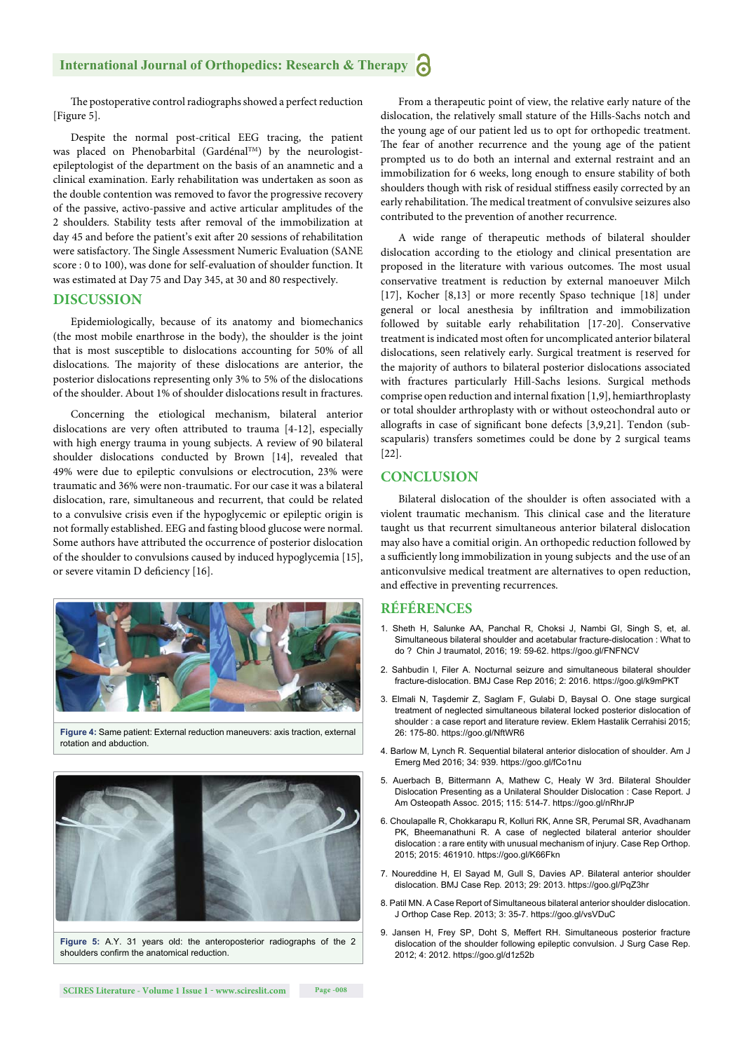The postoperative control radiographs showed a perfect reduction [Figure 5].

Despite the normal post-critical EEG tracing, the patient was placed on Phenobarbital (Gardénal™) by the neurologist-epileptologist of the department on the basis of an anamnetic and a clinical examination. Early rehabilitation was undertaken as soon as the double contention was removed to favor the progressive recovery of the passive, activo-passive and active articular amplitudes of the 2 shoulders. Stability tests after removal of the immobilization at day 45 and before the patient's exit after 20 sessions of rehabilitation were satisfactory. The Single Assessment Numeric Evaluation (SANE score : 0 to 100), was done for self-evaluation of shoulder function. It was estimated at Day 75 and Day 345, at 30 and 80 respectively.

## DISCUSSION

Epidemiologically, because of its anatomy and biomechanics (the most mobile enarthrose in the body), the shoulder is the joint that is most susceptible to dislocations accounting for 50% of all dislocations. The majority of these dislocations are anterior, the posterior dislocations representing only 3% to 5% of the dislocations of the shoulder. About 1% of shoulder dislocations result in fractures.

Concerning the etiological mechanism, bilateral anterior dislocations are very often attributed to trauma [4-12], especially with high energy trauma in young subjects. A review of 90 bilateral shoulder dislocations conducted by Brown [14], revealed that 49% were due to epileptic convulsions or electrocution, 23% were traumatic and 36% were non-traumatic. For our case it was a bilateral dislocation, rare, simultaneous and recurrent, that could be related to a convulsive crisis even if the hypoglycemic or epileptic origin is not formally established. EEG and fasting blood glucose were normal. Some authors have attributed the occurrence of posterior dislocation of the shoulder to convulsions caused by induced hypoglycemia [15], or severe vitamin D deficiency [16].

**Figure 4:** Same patient: External reduction maneuvers: axis traction, external rotation and abduction.

**Figure 5:** A.Y. 31 years old: the anteroposterior radiographs of the 2 shoulders confirm the anatomical reduction.

From a therapeutic point of view, the relative early nature of the dislocation, the relatively small stature of the Hills-Sachs notch and the young age of our patient led us to opt for orthopedic treatment. The fear of another recurrence and the young age of the patient prompted us to do both an internal and external restraint and an immobilization for 6 weeks, long enough to ensure stability of both shoulders though with risk of residual stiffness easily corrected by an early rehabilitation. The medical treatment of convulsive seizures also contributed to the prevention of another recurrence.

A wide range of therapeutic methods of bilateral shoulder dislocation according to the etiology and clinical presentation are proposed in the literature with various outcomes. The most usual conservative treatment is reduction by external manoeuver Milch [17], Kocher [8,13] or more recently Spaso technique [18] under general or local anesthesia by infiltration and immobilization followed by suitable early rehabilitation [17-20]. Conservative treatment is indicated most often for uncomplicated anterior bilateral dislocations, seen relatively early. Surgical treatment is reserved for the majority of authors to bilateral posterior dislocations associated with fractures particularly Hill-Sachs lesions. Surgical methods comprise open reduction and internal fixation [1,9], hemiarthroplasty or total shoulder arthroplasty with or without osteochondral auto or allografts in case of significant bone defects [3,9,21]. Tendon (sub-scapularis) transfers sometimes could be done by 2 surgical teams [22].

## CONCLUSION

Bilateral dislocation of the shoulder is often associated with a violent traumatic mechanism. This clinical case and the literature taught us that recurrent simultaneous anterior bilateral dislocation may also have a comitial origin. An orthopedic reduction followed by a sufficiently long immobilization in young subjects and the use of an anticonvulsive medical treatment are alternatives to open reduction, and effective in preventing recurrences.

## RÉFÉRENCES

1. Sheth H, Salunke AA, Panchal R, Choksi J, Nambi GI, Singh S, et, al. Simultaneous bilateral shoulder and acetabular fracture-dislocation : What to do ? Chin J traumatol, 2016; 19: 59-62. https://goo.gl/FNFNCV
2. Sahbudin I, Filer A. Nocturnal seizure and simultaneous bilateral shoulder fracture-dislocation. BMJ Case Rep 2016; 2: 2016. https://goo.gl/k9mPKT
3. Elmali N, Taşdemir Z, Saglam F, Gulabi D, Baysal O. One stage surgical treatment of neglected simultaneous bilateral locked posterior dislocation of shoulder : a case report and literature review. Eklem Hastalik Cerrahisi 2015; 26: 175-80. https://goo.gl/NftWR6
4. Barlow M, Lynch R. Sequential bilateral anterior dislocation of shoulder. Am J Emerg Med 2016; 34: 939. https://goo.gl/fCo1nu
5. Auerbach B, Bittermann A, Mathew C, Healy W 3rd. Bilateral Shoulder Dislocation Presenting as a Unilateral Shoulder Dislocation : Case Report. J Am Osteopath Assoc. 2015; 115: 514-7. https://goo.gl/nRhrJP
6. Choulapalle R, Chokkarapu R, Kolluri RK, Anne SR, Perumal SR, Avadhanam PK, Bheemanathuni R. A case of neglected bilateral anterior shoulder dislocation : a rare entity with unusual mechanism of injury. Case Rep Orthop. 2015; 2015: 461910. https://goo.gl/K66Fkn
7. Noureddine H, El Sayad M, Gull S, Davies AP. Bilateral anterior shoulder dislocation. BMJ Case Rep. 2013; 29: 2013. https://goo.gl/PqZ3hr
8. Patil MN. A Case Report of Simultaneous bilateral anterior shoulder dislocation. J Orthop Case Rep. 2013; 3: 35-7. https://goo.gl/vsVDuC
9. Jansen H, Frey SP, Doht S, Meffert RH. Simultaneous posterior fracture dislocation of the shoulder following epileptic convulsion. J Surg Case Rep. 2012; 4: 2012. https://goo.gl/d1z52b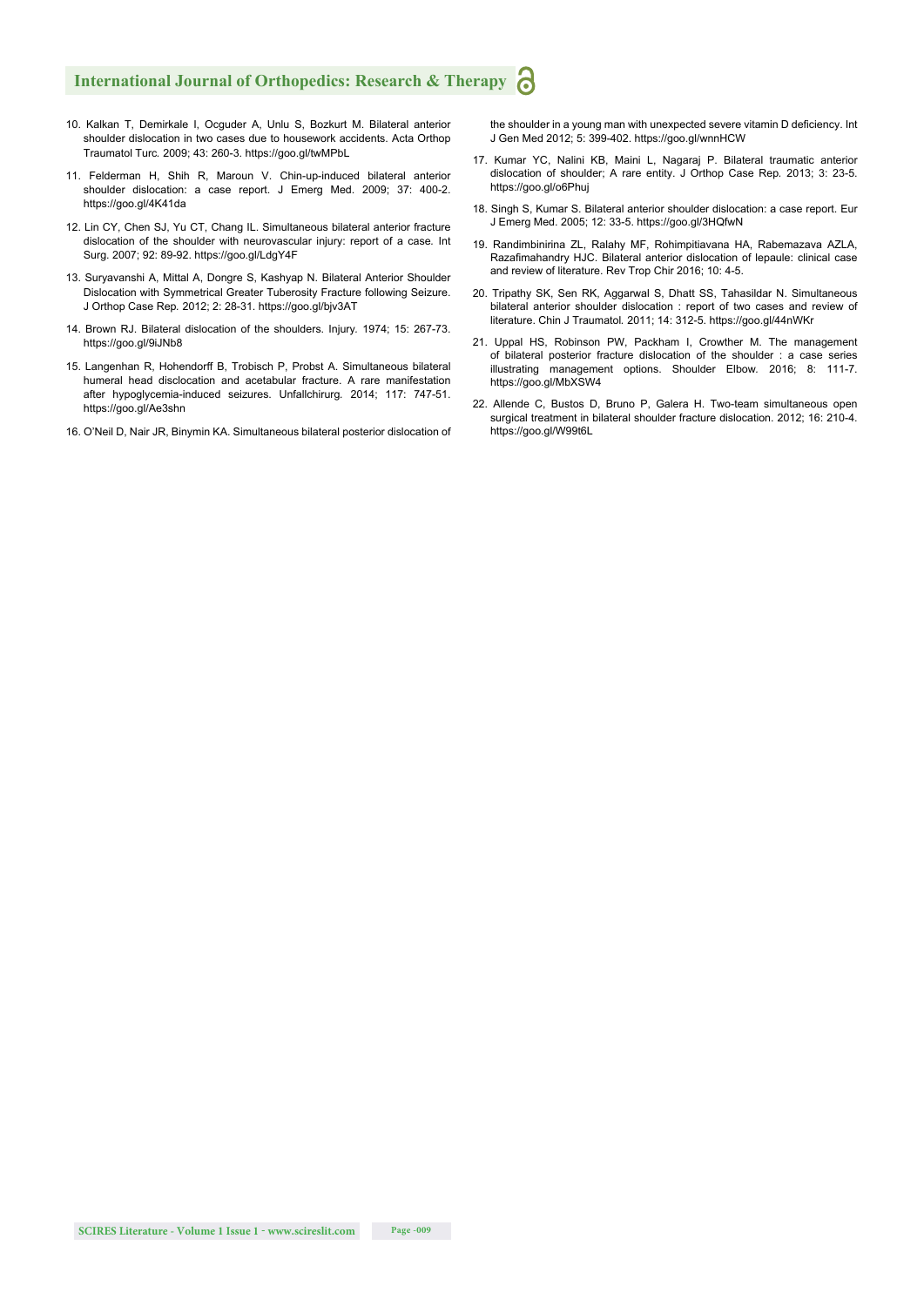10. Kalkan T, Demirkale I, Ocguder A, Unlu S, Bozkurt M. Bilateral anterior shoulder dislocation in two cases due to housework accidents. Acta Orthop Traumatol Turc. 2009; 43: 260-3. https://goo.gl/twMPbL

11. Felderman H, Shih R, Maroun V. Chin-up-induced bilateral anterior shoulder dislocation: a case report. J Emerg Med. 2009; 37: 400-2. https://goo.gl/4K41da

12. Lin CY, Chen SJ, Yu CT, Chang IL. Simultaneous bilateral anterior fracture dislocation of the shoulder with neurovascular injury: report of a case. Int Surg. 2007; 92: 89-92. https://goo.gl/LdgY4F

13. Suryavanshi A, Mittal A, Dongre S, Kashyap N. Bilateral Anterior Shoulder Dislocation with Symmetrical Greater Tuberosity Fracture following Seizure. J Orthop Case Rep. 2012; 2: 28-31. https://goo.gl/bjv3AT

14. Brown RJ. Bilateral dislocation of the shoulders. Injury. 1974; 15: 267-73. https://goo.gl/9iJNb8

15. Langenhan R, Hohendorff B, Trobisch P, Probst A. Simultaneous bilateral humeral head disclocation and acetabular fracture. A rare manifestation after hypoglycemia-induced seizures. Unfallchirurg. 2014; 117: 747-51. https://goo.gl/Ae3shn

16. O'Neil D, Nair JR, Binymin KA. Simultaneous bilateral posterior dislocation of the shoulder in a young man with unexpected severe vitamin D deficiency. Int J Gen Med 2012; 5: 399-402. https://goo.gl/wnnHCW

17. Kumar YC, Nalini KB, Maini L, Nagaraj P. Bilateral traumatic anterior dislocation of shoulder; A rare entity. J Orthop Case Rep. 2013; 3: 23-5. https://goo.gl/o6Phuj

18. Singh S, Kumar S. Bilateral anterior shoulder dislocation: a case report. Eur J Emerg Med. 2005; 12: 33-5. https://goo.gl/3HQfwN

19. Randimbinirina ZL, Ralahy MF, Rohimpitiavana HA, Rabemazava AZLA, Razafimahandry HJC. Bilateral anterior dislocation of lepaule: clinical case and review of literature. Rev Trop Chir 2016; 10: 4-5.

20. Tripathy SK, Sen RK, Aggarwal S, Dhatt SS, Tahasildar N. Simultaneous bilateral anterior shoulder dislocation : report of two cases and review of literature. Chin J Traumatol. 2011; 14: 312-5. https://goo.gl/44nWKr

21. Uppal HS, Robinson PW, Packham I, Crowther M. The management of bilateral posterior fracture dislocation of the shoulder : a case series illustrating management options. Shoulder Elbow. 2016; 8: 111-7. https://goo.gl/MbXSW4

22. Allende C, Bustos D, Bruno P, Galera H. Two-team simultaneous open surgical treatment in bilateral shoulder fracture dislocation. 2012; 16: 210-4. https://goo.gl/W99t6L